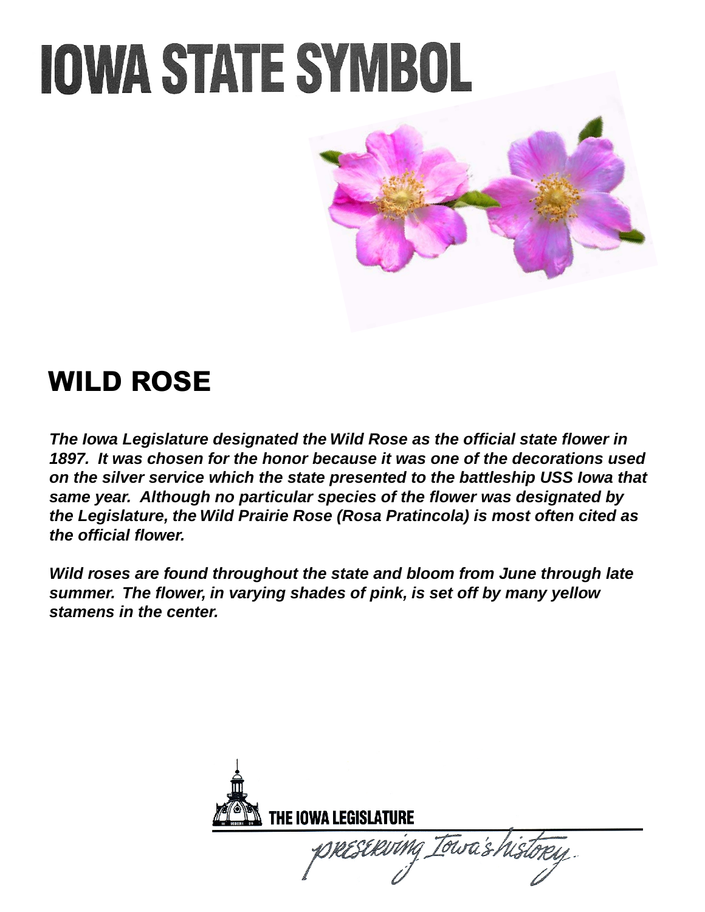# IOWA STATE SYMBOL

## WILD ROSE

***The Iowa Legislature designated the Wild Rose as the official state flower in 1897. It was chosen for the honor because it was one of the decorations used on the silver service which the state presented to the battleship USS Iowa that same year. Although no particular species of the flower was designated by the Legislature, the Wild Prairie Rose (Rosa Pratincola) is most often cited as the official flower.***

***Wild roses are found throughout the state and bloom from June through late summer. The flower, in varying shades of pink, is set off by many yellow stamens in the center.***

THE IOWA LEGISLATURE

*preserving Iowa's history*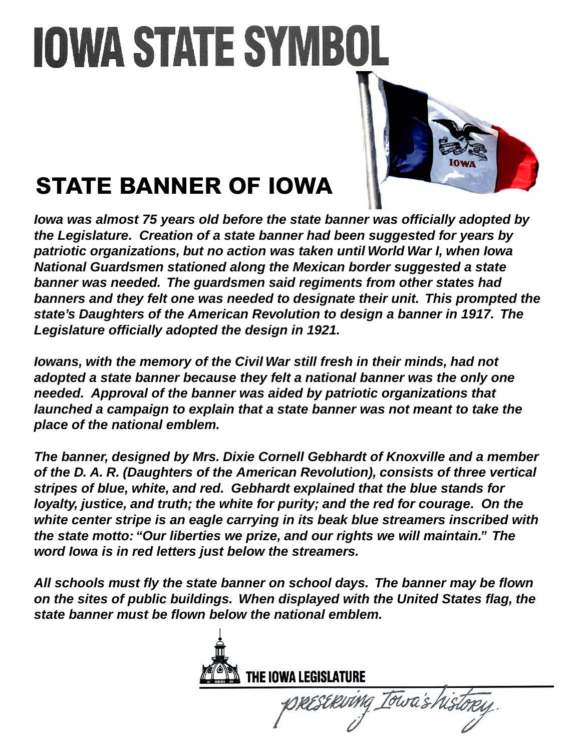# IOWA STATE SYMBOL

## STATE BANNER OF IOWA

***Iowa was almost 75 years old before the state banner was officially adopted by the Legislature. Creation of a state banner had been suggested for years by patriotic organizations, but no action was taken until World War I, when Iowa National Guardsmen stationed along the Mexican border suggested a state banner was needed. The guardsmen said regiments from other states had banners and they felt one was needed to designate their unit. This prompted the state's Daughters of the American Revolution to design a banner in 1917. The Legislature officially adopted the design in 1921.***

***Iowans, with the memory of the Civil War still fresh in their minds, had not adopted a state banner because they felt a national banner was the only one needed. Approval of the banner was aided by patriotic organizations that launched a campaign to explain that a state banner was not meant to take the place of the national emblem.***

***The banner, designed by Mrs. Dixie Cornell Gebhardt of Knoxville and a member of the D. A. R. (Daughters of the American Revolution), consists of three vertical stripes of blue, white, and red. Gebhardt explained that the blue stands for loyalty, justice, and truth; the white for purity; and the red for courage. On the white center stripe is an eagle carrying in its beak blue streamers inscribed with the state motto: "Our liberties we prize, and our rights we will maintain." The word Iowa is in red letters just below the streamers.***

***All schools must fly the state banner on school days. The banner may be flown on the sites of public buildings. When displayed with the United States flag, the state banner must be flown below the national emblem.***

THE IOWA LEGISLATURE

*preserving Iowa's history*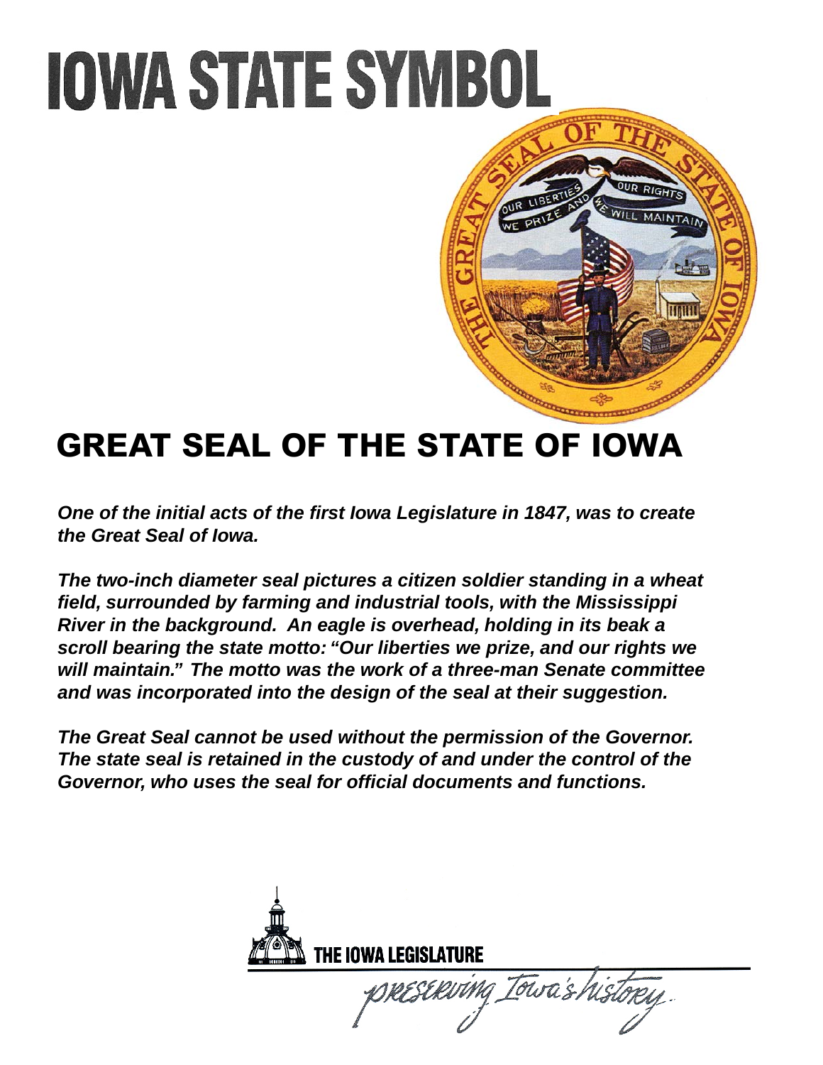# IOWA STATE SYMBOL

## GREAT SEAL OF THE STATE OF IOWA

***One of the initial acts of the first Iowa Legislature in 1847, was to create the Great Seal of Iowa.***

***The two-inch diameter seal pictures a citizen soldier standing in a wheat field, surrounded by farming and industrial tools, with the Mississippi River in the background. An eagle is overhead, holding in its beak a scroll bearing the state motto: "Our liberties we prize, and our rights we will maintain." The motto was the work of a three-man Senate committee and was incorporated into the design of the seal at their suggestion.***

***The Great Seal cannot be used without the permission of the Governor. The state seal is retained in the custody of and under the control of the Governor, who uses the seal for official documents and functions.***

THE IOWA LEGISLATURE

*preserving Iowa's history.*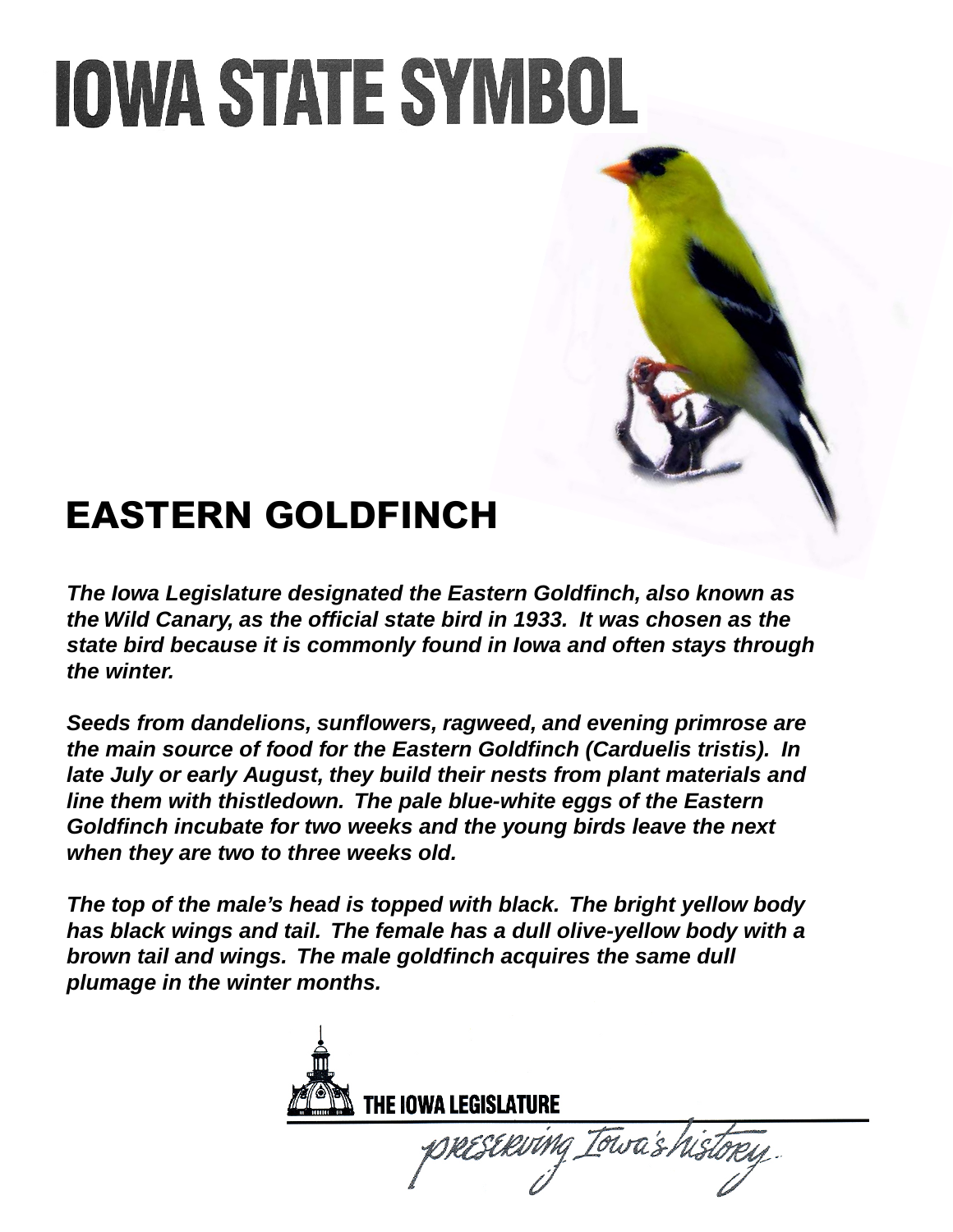# IOWA STATE SYMBOL

## EASTERN GOLDFINCH

***The Iowa Legislature designated the Eastern Goldfinch, also known as the Wild Canary, as the official state bird in 1933. It was chosen as the state bird because it is commonly found in Iowa and often stays through the winter.***

***Seeds from dandelions, sunflowers, ragweed, and evening primrose are the main source of food for the Eastern Goldfinch (Carduelis tristis). In late July or early August, they build their nests from plant materials and line them with thistledown. The pale blue-white eggs of the Eastern Goldfinch incubate for two weeks and the young birds leave the next when they are two to three weeks old.***

***The top of the male's head is topped with black. The bright yellow body has black wings and tail. The female has a dull olive-yellow body with a brown tail and wings. The male goldfinch acquires the same dull plumage in the winter months.***

THE IOWA LEGISLATURE

*preserving Iowa's history*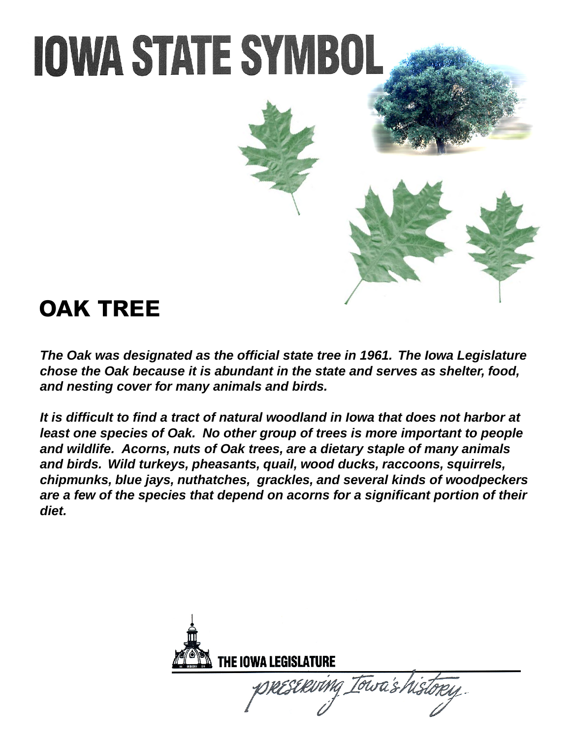# IOWA STATE SYMBOL

## OAK TREE

***The Oak was designated as the official state tree in 1961. The Iowa Legislature chose the Oak because it is abundant in the state and serves as shelter, food, and nesting cover for many animals and birds.***

***It is difficult to find a tract of natural woodland in Iowa that does not harbor at least one species of Oak. No other group of trees is more important to people and wildlife. Acorns, nuts of Oak trees, are a dietary staple of many animals and birds. Wild turkeys, pheasants, quail, wood ducks, raccoons, squirrels, chipmunks, blue jays, nuthatches, grackles, and several kinds of woodpeckers are a few of the species that depend on acorns for a significant portion of their diet.***

**THE IOWA LEGISLATURE**

*preserving Iowa's history*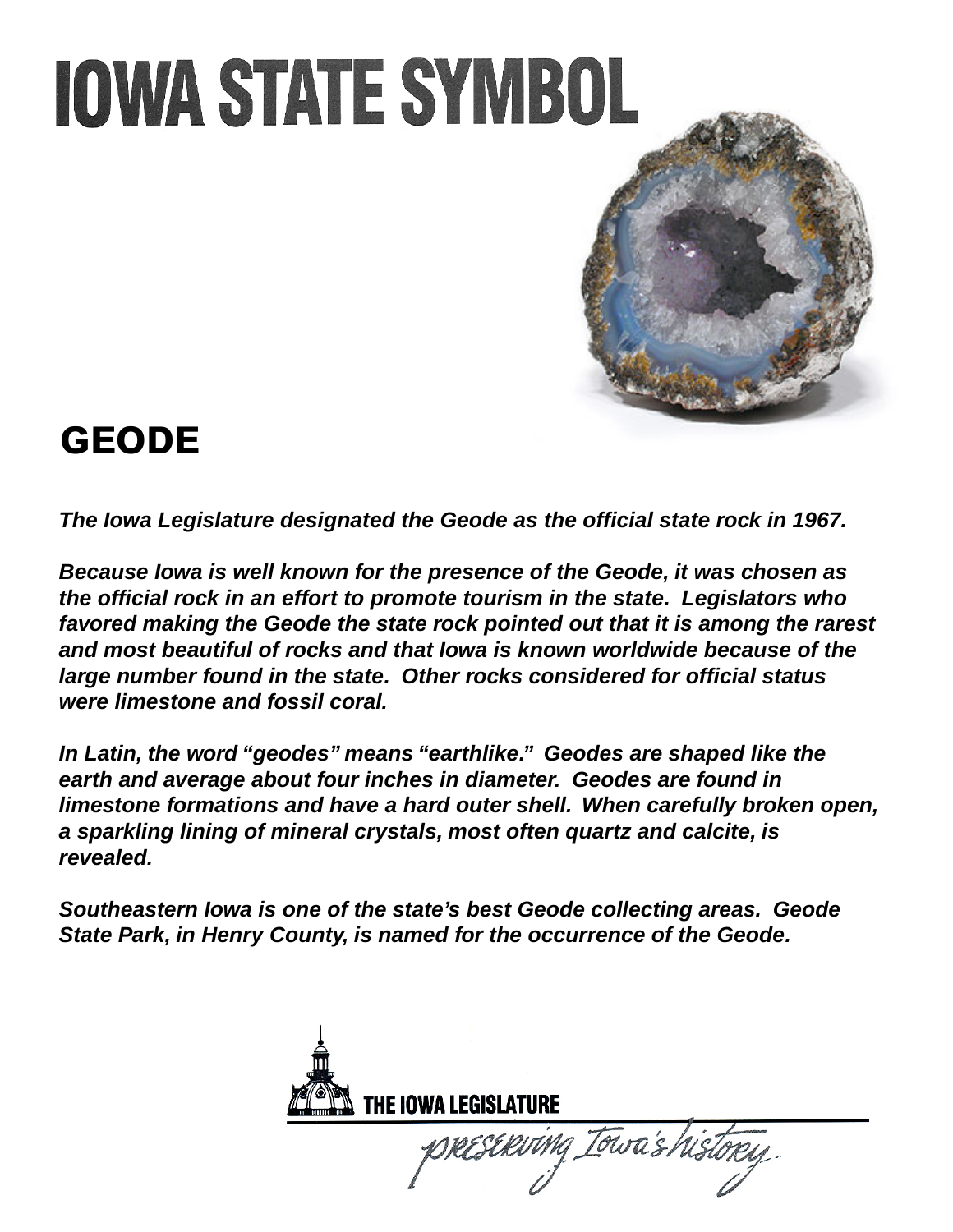# IOWA STATE SYMBOL

## GEODE

***The Iowa Legislature designated the Geode as the official state rock in 1967.***

***Because Iowa is well known for the presence of the Geode, it was chosen as the official rock in an effort to promote tourism in the state. Legislators who favored making the Geode the state rock pointed out that it is among the rarest and most beautiful of rocks and that Iowa is known worldwide because of the large number found in the state. Other rocks considered for official status were limestone and fossil coral.***

***In Latin, the word "geodes" means "earthlike." Geodes are shaped like the earth and average about four inches in diameter. Geodes are found in limestone formations and have a hard outer shell. When carefully broken open, a sparkling lining of mineral crystals, most often quartz and calcite, is revealed.***

***Southeastern Iowa is one of the state's best Geode collecting areas. Geode State Park, in Henry County, is named for the occurrence of the Geode.***

THE IOWA LEGISLATURE

*preserving Iowa's history*